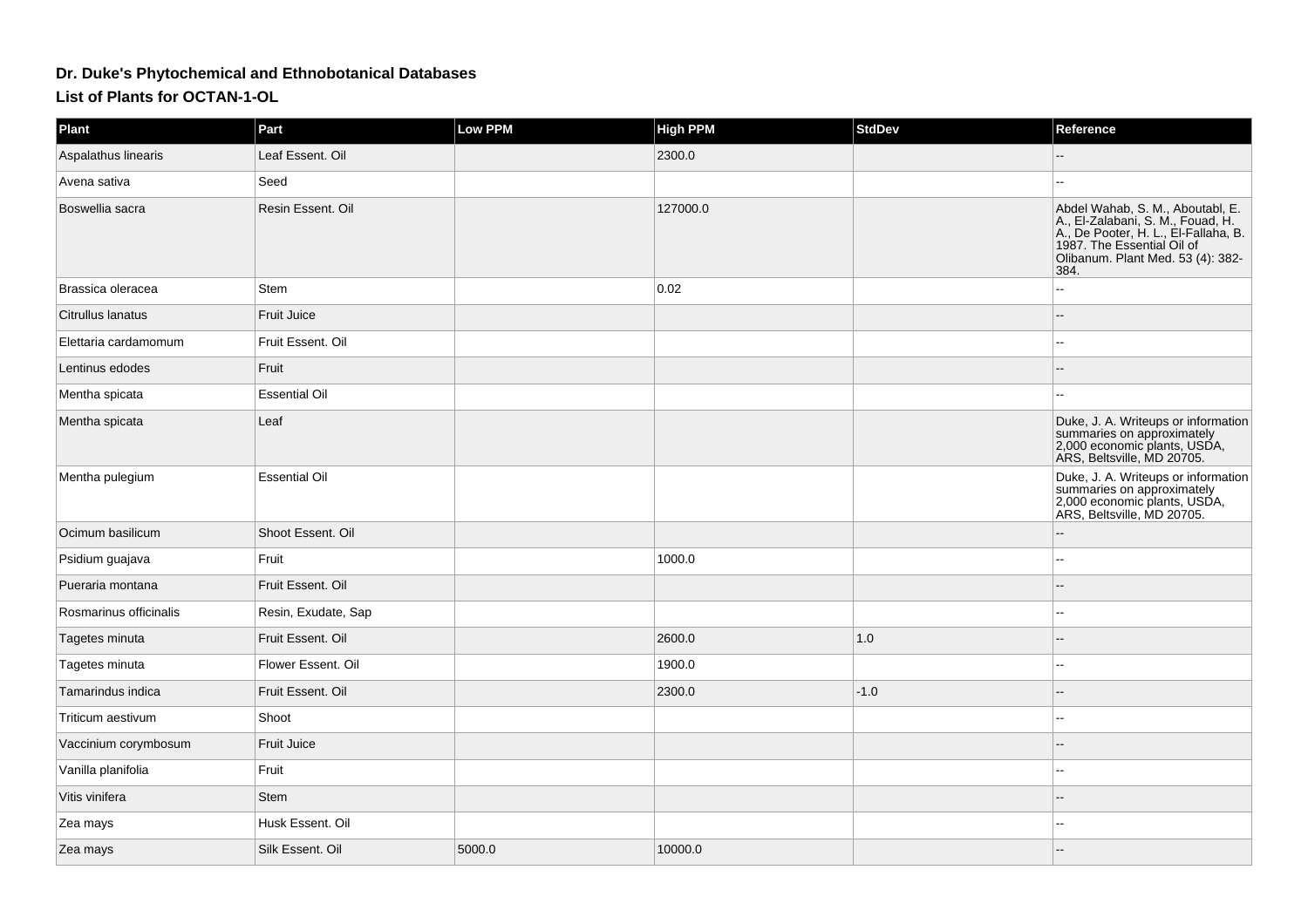# Dr. Duke's Phytochemical and Ethnobotanical Databases

## List of Plants for OCTAN-1-OL

| Plant | Part | Low PPM | High PPM | StdDev | Reference |
| --- | --- | --- | --- | --- | --- |
| Aspalathus linearis | Leaf Essent. Oil | | 2300.0 | | -- |
| Avena sativa | Seed | | | | -- |
| Boswellia sacra | Resin Essent. Oil | | 127000.0 | | Abdel Wahab, S. M., Aboutabl, E. A., El-Zalabani, S. M., Fouad, H. A., De Pooter, H. L., El-Fallaha, B. 1987. The Essential Oil of Olibanum. Plant Med. 53 (4): 382-384. |
| Brassica oleracea | Stem | | 0.02 | | -- |
| Citrullus lanatus | Fruit Juice | | | | -- |
| Elettaria cardamomum | Fruit Essent. Oil | | | | -- |
| Lentinus edodes | Fruit | | | | -- |
| Mentha spicata | Essential Oil | | | | -- |
| Mentha spicata | Leaf | | | | Duke, J. A. Writeups or information summaries on approximately 2,000 economic plants, USDA, ARS, Beltsville, MD 20705. |
| Mentha pulegium | Essential Oil | | | | Duke, J. A. Writeups or information summaries on approximately 2,000 economic plants, USDA, ARS, Beltsville, MD 20705. |
| Ocimum basilicum | Shoot Essent. Oil | | | | -- |
| Psidium guajava | Fruit | | 1000.0 | | -- |
| Pueraria montana | Fruit Essent. Oil | | | | -- |
| Rosmarinus officinalis | Resin, Exudate, Sap | | | | -- |
| Tagetes minuta | Fruit Essent. Oil | | 2600.0 | 1.0 | -- |
| Tagetes minuta | Flower Essent. Oil | | 1900.0 | | -- |
| Tamarindus indica | Fruit Essent. Oil | | 2300.0 | -1.0 | -- |
| Triticum aestivum | Shoot | | | | -- |
| Vaccinium corymbosum | Fruit Juice | | | | -- |
| Vanilla planifolia | Fruit | | | | -- |
| Vitis vinifera | Stem | | | | -- |
| Zea mays | Husk Essent. Oil | | | | -- |
| Zea mays | Silk Essent. Oil | 5000.0 | 10000.0 | | -- |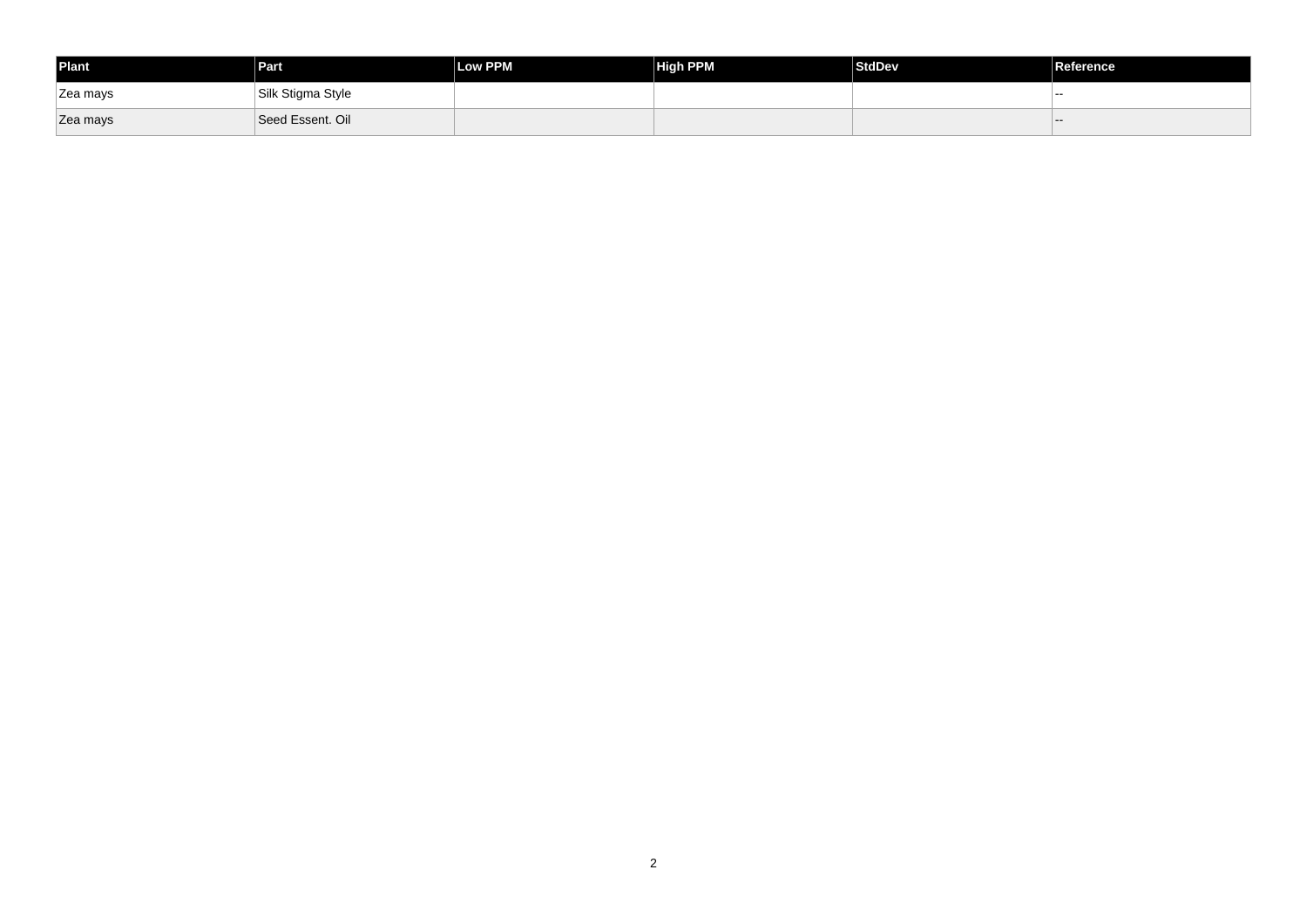| Plant | Part | Low PPM | High PPM | StdDev | Reference |
|---|---|---|---|---|---|
| Zea mays | Silk Stigma Style | | | | -- |
| Zea mays | Seed Essent. Oil | | | | -- |